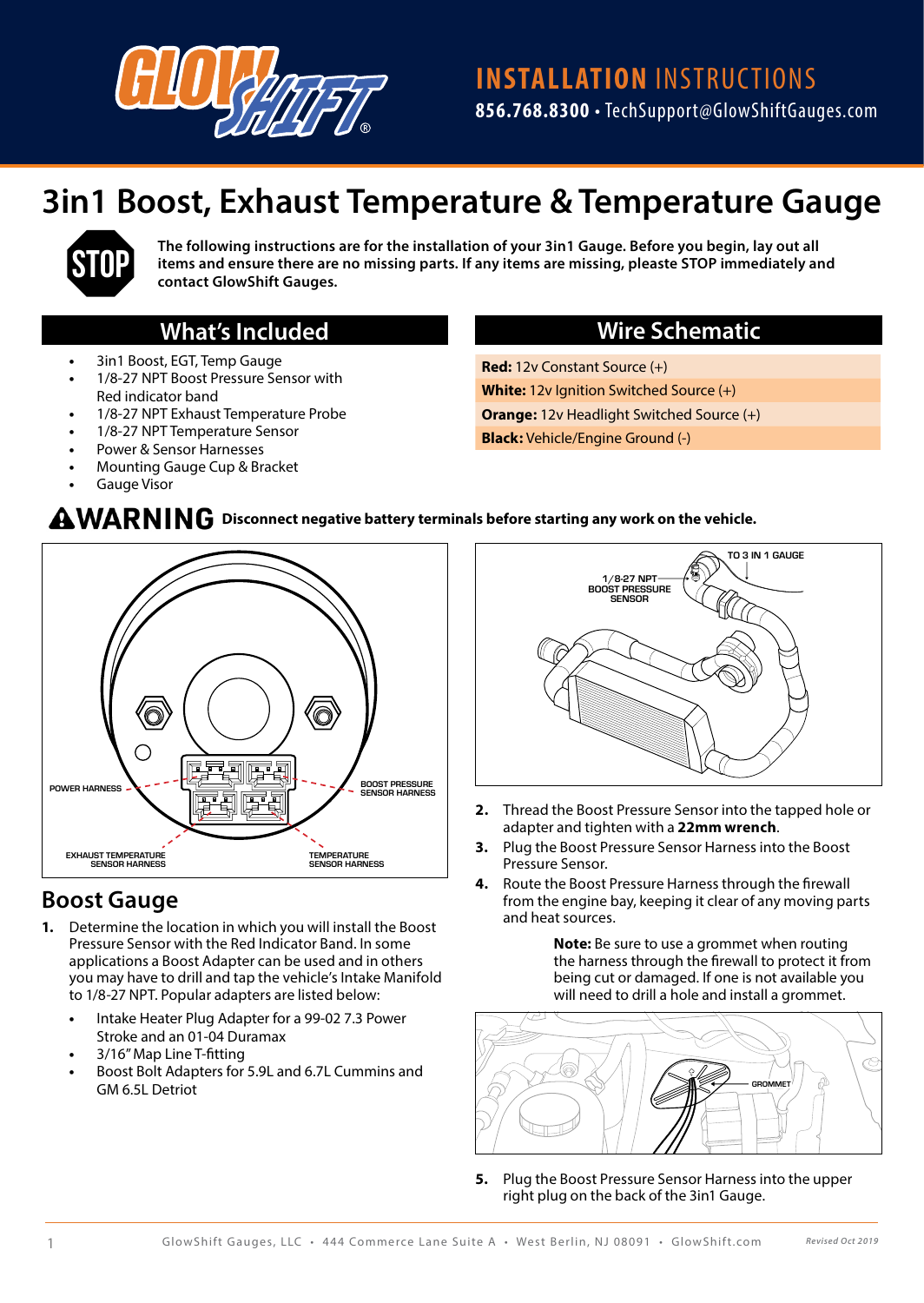# INSTALLATION INSTRUCTIONS

**856.768.8300** • TechSupport@GlowShiftGauges.com

# 3in1 Boost, Exhaust Temperature & Temperature Gauge

**The following instructions are for the installation of your 3in1 Gauge. Before you begin, lay out all items and ensure there are no missing parts. If any items are missing, pleaste STOP immediately and contact GlowShift Gauges.**

## What's Included

- 3in1 Boost, EGT, Temp Gauge
- 1/8-27 NPT Boost Pressure Sensor with Red indicator band
- 1/8-27 NPT Exhaust Temperature Probe
- 1/8-27 NPT Temperature Sensor
- Power & Sensor Harnesses
- Mounting Gauge Cup & Bracket
- Gauge Visor

## Wire Schematic

**Red:** 12v Constant Source (+)

**White:** 12v Ignition Switched Source (+)

**Orange:** 12v Headlight Switched Source (+)

**Black:** Vehicle/Engine Ground (-)

**⚠WARNING** **Disconnect negative battery terminals before starting any work on the vehicle.**

POWER HARNESS — BOOST PRESSURE SENSOR HARNESS — EXHAUST TEMPERATURE SENSOR HARNESS — TEMPERATURE SENSOR HARNESS

## Boost Gauge

1. Determine the location in which you will install the Boost Pressure Sensor with the Red Indicator Band. In some applications a Boost Adapter can be used and in others you may have to drill and tap the vehicle's Intake Manifold to 1/8-27 NPT. Popular adapters are listed below:
   - Intake Heater Plug Adapter for a 99-02 7.3 Power Stroke and an 01-04 Duramax
   - 3/16" Map Line T-fitting
   - Boost Bolt Adapters for 5.9L and 6.7L Cummins and GM 6.5L Detriot

TO 3 IN 1 GAUGE — 1/8-27 NPT BOOST PRESSURE SENSOR

2. Thread the Boost Pressure Sensor into the tapped hole or adapter and tighten with a **22mm wrench**.
3. Plug the Boost Pressure Sensor Harness into the Boost Pressure Sensor.
4. Route the Boost Pressure Harness through the firewall from the engine bay, keeping it clear of any moving parts and heat sources.

   **Note:** Be sure to use a grommet when routing the harness through the firewall to protect it from being cut or damaged. If one is not available you will need to drill a hole and install a grommet.

GROMMET

5. Plug the Boost Pressure Sensor Harness into the upper right plug on the back of the 3in1 Gauge.

GlowShift Gauges, LLC • 444 Commerce Lane Suite A • West Berlin, NJ 08091 • GlowShift.com

*Revised Oct 2019*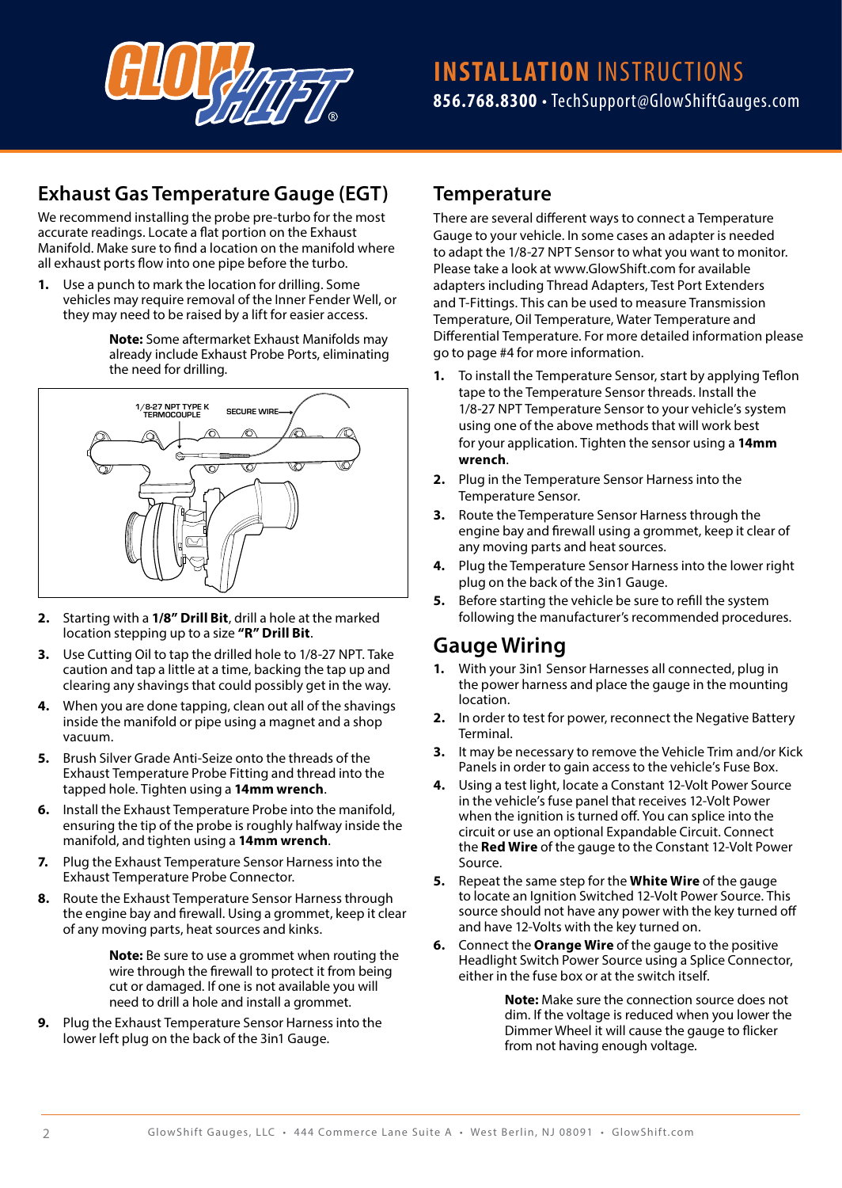## Exhaust Gas Temperature Gauge (EGT)

We recommend installing the probe pre-turbo for the most accurate readings. Locate a flat portion on the Exhaust Manifold. Make sure to find a location on the manifold where all exhaust ports flow into one pipe before the turbo.

1. Use a punch to mark the location for drilling. Some vehicles may require removal of the Inner Fender Well, or they may need to be raised by a lift for easier access.

   **Note:** Some aftermarket Exhaust Manifolds may already include Exhaust Probe Ports, eliminating the need for drilling.

1/8-27 NPT TYPE K TERMOCOUPLE    SECURE WIRE

2. Starting with a **1/8" Drill Bit**, drill a hole at the marked location stepping up to a size **"R" Drill Bit**.
3. Use Cutting Oil to tap the drilled hole to 1/8-27 NPT. Take caution and tap a little at a time, backing the tap up and clearing any shavings that could possibly get in the way.
4. When you are done tapping, clean out all of the shavings inside the manifold or pipe using a magnet and a shop vacuum.
5. Brush Silver Grade Anti-Seize onto the threads of the Exhaust Temperature Probe Fitting and thread into the tapped hole. Tighten using a **14mm wrench**.
6. Install the Exhaust Temperature Probe into the manifold, ensuring the tip of the probe is roughly halfway inside the manifold, and tighten using a **14mm wrench**.
7. Plug the Exhaust Temperature Sensor Harness into the Exhaust Temperature Probe Connector.
8. Route the Exhaust Temperature Sensor Harness through the engine bay and firewall. Using a grommet, keep it clear of any moving parts, heat sources and kinks.

   **Note:** Be sure to use a grommet when routing the wire through the firewall to protect it from being cut or damaged. If one is not available you will need to drill a hole and install a grommet.

9. Plug the Exhaust Temperature Sensor Harness into the lower left plug on the back of the 3in1 Gauge.

## Temperature

There are several different ways to connect a Temperature Gauge to your vehicle. In some cases an adapter is needed to adapt the 1/8-27 NPT Sensor to what you want to monitor. Please take a look at www.GlowShift.com for available adapters including Thread Adapters, Test Port Extenders and T-Fittings. This can be used to measure Transmission Temperature, Oil Temperature, Water Temperature and Differential Temperature. For more detailed information please go to page #4 for more information.

1. To install the Temperature Sensor, start by applying Teflon tape to the Temperature Sensor threads. Install the 1/8-27 NPT Temperature Sensor to your vehicle's system using one of the above methods that will work best for your application. Tighten the sensor using a **14mm wrench**.
2. Plug in the Temperature Sensor Harness into the Temperature Sensor.
3. Route the Temperature Sensor Harness through the engine bay and firewall using a grommet, keep it clear of any moving parts and heat sources.
4. Plug the Temperature Sensor Harness into the lower right plug on the back of the 3in1 Gauge.
5. Before starting the vehicle be sure to refill the system following the manufacturer's recommended procedures.

## Gauge Wiring

1. With your 3in1 Sensor Harnesses all connected, plug in the power harness and place the gauge in the mounting location.
2. In order to test for power, reconnect the Negative Battery Terminal.
3. It may be necessary to remove the Vehicle Trim and/or Kick Panels in order to gain access to the vehicle's Fuse Box.
4. Using a test light, locate a Constant 12-Volt Power Source in the vehicle's fuse panel that receives 12-Volt Power when the ignition is turned off. You can splice into the circuit or use an optional Expandable Circuit. Connect the **Red Wire** of the gauge to the Constant 12-Volt Power Source.
5. Repeat the same step for the **White Wire** of the gauge to locate an Ignition Switched 12-Volt Power Source. This source should not have any power with the key turned off and have 12-Volts with the key turned on.
6. Connect the **Orange Wire** of the gauge to the positive Headlight Switch Power Source using a Splice Connector, either in the fuse box or at the switch itself.

   **Note:** Make sure the connection source does not dim. If the voltage is reduced when you lower the Dimmer Wheel it will cause the gauge to flicker from not having enough voltage.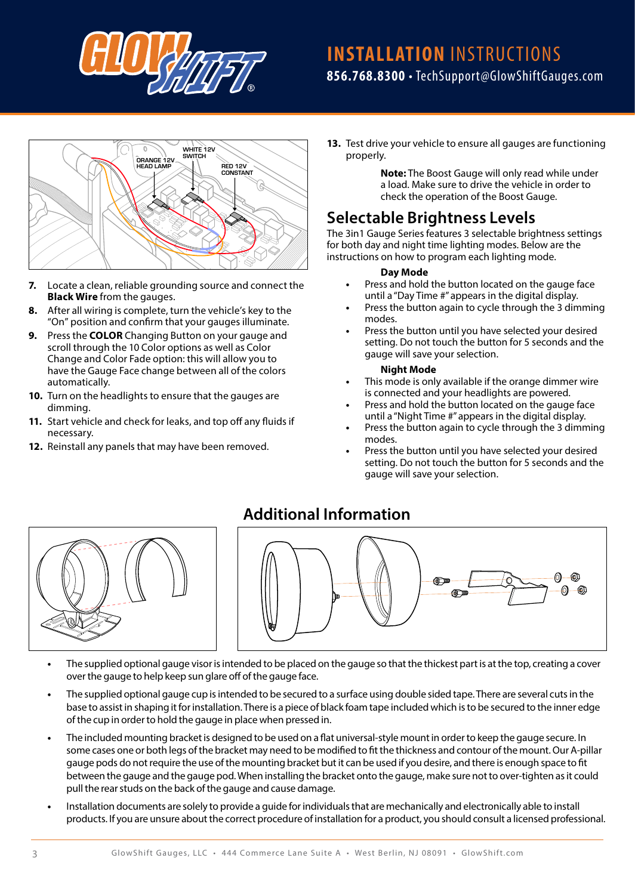# INSTALLATION INSTRUCTIONS

**856.768.8300 • TechSupport@GlowShiftGauges.com**

ORANGE 12V HEAD LAMP
WHITE 12V SWITCH
RED 12V CONSTANT

7. Locate a clean, reliable grounding source and connect the **Black Wire** from the gauges.
8. After all wiring is complete, turn the vehicle's key to the "On" position and confirm that your gauges illuminate.
9. Press the **COLOR** Changing Button on your gauge and scroll through the 10 Color options as well as Color Change and Color Fade option: this will allow you to have the Gauge Face change between all of the colors automatically.
10. Turn on the headlights to ensure that the gauges are dimming.
11. Start vehicle and check for leaks, and top off any fluids if necessary.
12. Reinstall any panels that may have been removed.
13. Test drive your vehicle to ensure all gauges are functioning properly.

**Note:** The Boost Gauge will only read while under a load. Make sure to drive the vehicle in order to check the operation of the Boost Gauge.

## Selectable Brightness Levels

The 3in1 Gauge Series features 3 selectable brightness settings for both day and night time lighting modes. Below are the instructions on how to program each lighting mode.

**Day Mode**

- Press and hold the button located on the gauge face until a "Day Time #" appears in the digital display.
- Press the button again to cycle through the 3 dimming modes.
- Press the button until you have selected your desired setting. Do not touch the button for 5 seconds and the gauge will save your selection.

**Night Mode**

- This mode is only available if the orange dimmer wire is connected and your headlights are powered.
- Press and hold the button located on the gauge face until a "Night Time #" appears in the digital display.
- Press the button again to cycle through the 3 dimming modes.
- Press the button until you have selected your desired setting. Do not touch the button for 5 seconds and the gauge will save your selection.

## Additional Information

- The supplied optional gauge visor is intended to be placed on the gauge so that the thickest part is at the top, creating a cover over the gauge to help keep sun glare off of the gauge face.
- The supplied optional gauge cup is intended to be secured to a surface using double sided tape. There are several cuts in the base to assist in shaping it for installation. There is a piece of black foam tape included which is to be secured to the inner edge of the cup in order to hold the gauge in place when pressed in.
- The included mounting bracket is designed to be used on a flat universal-style mount in order to keep the gauge secure. In some cases one or both legs of the bracket may need to be modified to fit the thickness and contour of the mount. Our A-pillar gauge pods do not require the use of the mounting bracket but it can be used if you desire, and there is enough space to fit between the gauge and the gauge pod. When installing the bracket onto the gauge, make sure not to over-tighten as it could pull the rear studs on the back of the gauge and cause damage.
- Installation documents are solely to provide a guide for individuals that are mechanically and electronically able to install products. If you are unsure about the correct procedure of installation for a product, you should consult a licensed professional.

GlowShift Gauges, LLC • 444 Commerce Lane Suite A • West Berlin, NJ 08091 • GlowShift.com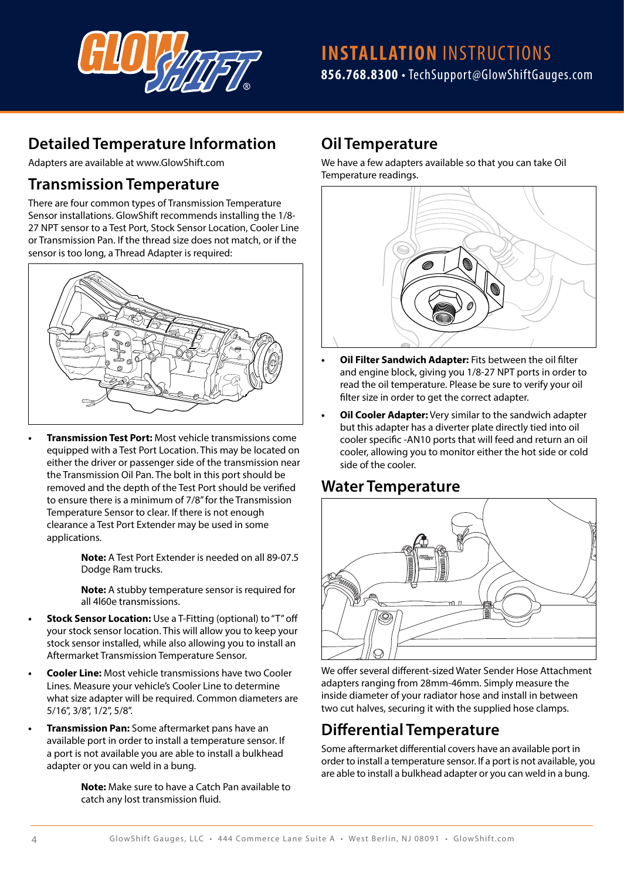## Detailed Temperature Information

Adapters are available at www.GlowShift.com

## Transmission Temperature

There are four common types of Transmission Temperature Sensor installations. GlowShift recommends installing the 1/8-27 NPT sensor to a Test Port, Stock Sensor Location, Cooler Line or Transmission Pan. If the thread size does not match, or if the sensor is too long, a Thread Adapter is required:

- **Transmission Test Port:** Most vehicle transmissions come equipped with a Test Port Location. This may be located on either the driver or passenger side of the transmission near the Transmission Oil Pan. The bolt in this port should be removed and the depth of the Test Port should be verified to ensure there is a minimum of 7/8" for the Transmission Temperature Sensor to clear. If there is not enough clearance a Test Port Extender may be used in some applications.

  **Note:** A Test Port Extender is needed on all 89-07.5 Dodge Ram trucks.

  **Note:** A stubby temperature sensor is required for all 4l60e transmissions.

- **Stock Sensor Location:** Use a T-Fitting (optional) to "T" off your stock sensor location. This will allow you to keep your stock sensor installed, while also allowing you to install an Aftermarket Transmission Temperature Sensor.
- **Cooler Line:** Most vehicle transmissions have two Cooler Lines. Measure your vehicle's Cooler Line to determine what size adapter will be required. Common diameters are 5/16", 3/8", 1/2", 5/8".
- **Transmission Pan:** Some aftermarket pans have an available port in order to install a temperature sensor. If a port is not available you are able to install a bulkhead adapter or you can weld in a bung.

  **Note:** Make sure to have a Catch Pan available to catch any lost transmission fluid.

## Oil Temperature

We have a few adapters available so that you can take Oil Temperature readings.

- **Oil Filter Sandwich Adapter:** Fits between the oil filter and engine block, giving you 1/8-27 NPT ports in order to read the oil temperature. Please be sure to verify your oil filter size in order to get the correct adapter.
- **Oil Cooler Adapter:** Very similar to the sandwich adapter but this adapter has a diverter plate directly tied into oil cooler specific -AN10 ports that will feed and return an oil cooler, allowing you to monitor either the hot side or cold side of the cooler.

## Water Temperature

We offer several different-sized Water Sender Hose Attachment adapters ranging from 28mm-46mm. Simply measure the inside diameter of your radiator hose and install in between two cut halves, securing it with the supplied hose clamps.

## Differential Temperature

Some aftermarket differential covers have an available port in order to install a temperature sensor. If a port is not available, you are able to install a bulkhead adapter or you can weld in a bung.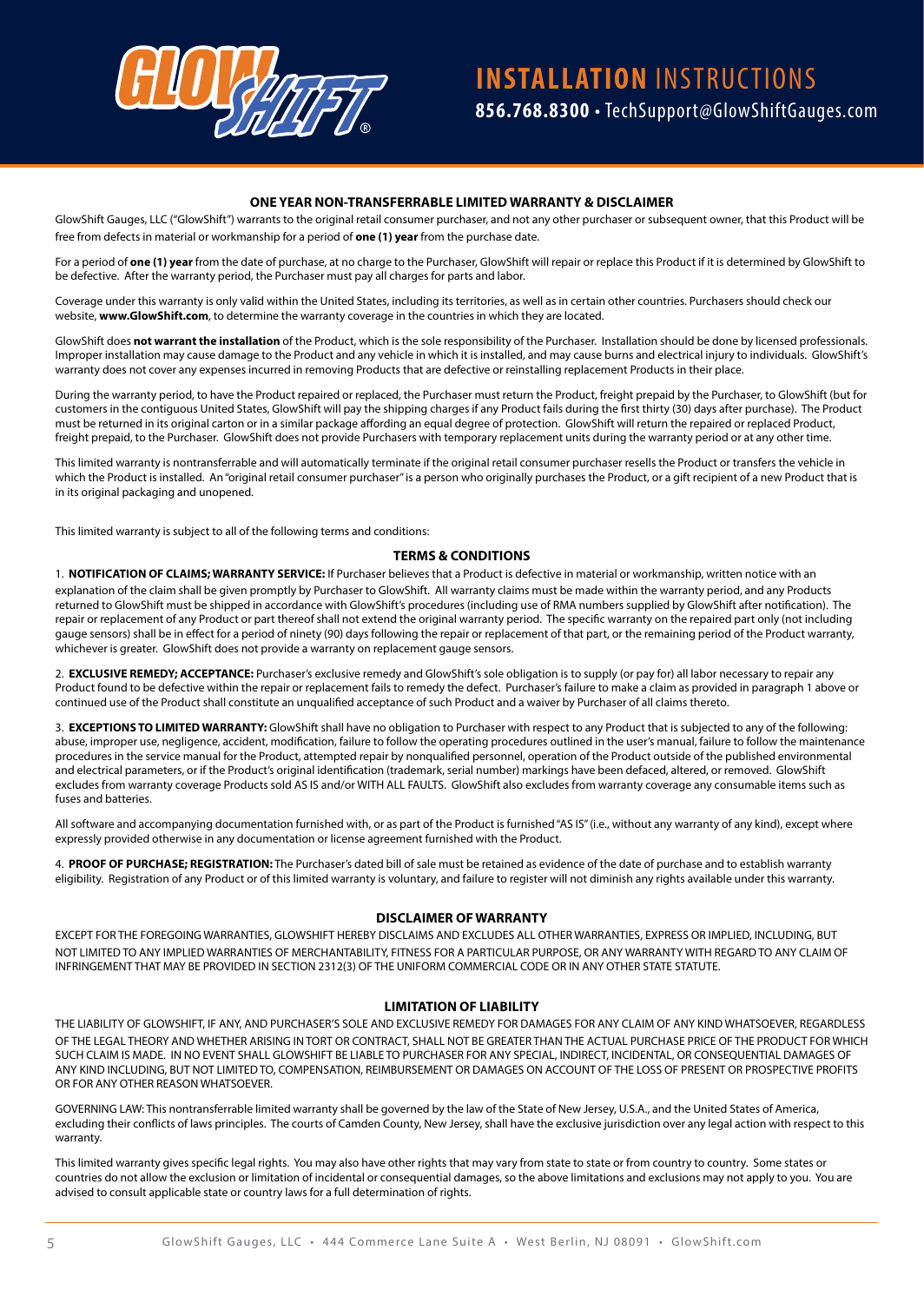# INSTALLATION INSTRUCTIONS

**856.768.8300** • TechSupport@GlowShiftGauges.com

## ONE YEAR NON-TRANSFERRABLE LIMITED WARRANTY & DISCLAIMER

GlowShift Gauges, LLC ("GlowShift") warrants to the original retail consumer purchaser, and not any other purchaser or subsequent owner, that this Product will be free from defects in material or workmanship for a period of **one (1) year** from the purchase date.

For a period of **one (1) year** from the date of purchase, at no charge to the Purchaser, GlowShift will repair or replace this Product if it is determined by GlowShift to be defective. After the warranty period, the Purchaser must pay all charges for parts and labor.

Coverage under this warranty is only valid within the United States, including its territories, as well as in certain other countries. Purchasers should check our website, **www.GlowShift.com**, to determine the warranty coverage in the countries in which they are located.

GlowShift does **not warrant the installation** of the Product, which is the sole responsibility of the Purchaser. Installation should be done by licensed professionals. Improper installation may cause damage to the Product and any vehicle in which it is installed, and may cause burns and electrical injury to individuals. GlowShift's warranty does not cover any expenses incurred in removing Products that are defective or reinstalling replacement Products in their place.

During the warranty period, to have the Product repaired or replaced, the Purchaser must return the Product, freight prepaid by the Purchaser, to GlowShift (but for customers in the contiguous United States, GlowShift will pay the shipping charges if any Product fails during the first thirty (30) days after purchase). The Product must be returned in its original carton or in a similar package affording an equal degree of protection. GlowShift will return the repaired or replaced Product, freight prepaid, to the Purchaser. GlowShift does not provide Purchasers with temporary replacement units during the warranty period or at any other time.

This limited warranty is nontransferrable and will automatically terminate if the original retail consumer purchaser resells the Product or transfers the vehicle in which the Product is installed. An "original retail consumer purchaser" is a person who originally purchases the Product, or a gift recipient of a new Product that is in its original packaging and unopened.

This limited warranty is subject to all of the following terms and conditions:

## TERMS & CONDITIONS

1. **NOTIFICATION OF CLAIMS; WARRANTY SERVICE:** If Purchaser believes that a Product is defective in material or workmanship, written notice with an explanation of the claim shall be given promptly by Purchaser to GlowShift. All warranty claims must be made within the warranty period, and any Products returned to GlowShift must be shipped in accordance with GlowShift's procedures (including use of RMA numbers supplied by GlowShift after notification). The repair or replacement of any Product or part thereof shall not extend the original warranty period. The specific warranty on the repaired part only (not including gauge sensors) shall be in effect for a period of ninety (90) days following the repair or replacement of that part, or the remaining period of the Product warranty, whichever is greater. GlowShift does not provide a warranty on replacement gauge sensors.

2. **EXCLUSIVE REMEDY; ACCEPTANCE:** Purchaser's exclusive remedy and GlowShift's sole obligation is to supply (or pay for) all labor necessary to repair any Product found to be defective within the repair or replacement fails to remedy the defect. Purchaser's failure to make a claim as provided in paragraph 1 above or continued use of the Product shall constitute an unqualified acceptance of such Product and a waiver by Purchaser of all claims thereto.

3. **EXCEPTIONS TO LIMITED WARRANTY:** GlowShift shall have no obligation to Purchaser with respect to any Product that is subjected to any of the following: abuse, improper use, negligence, accident, modification, failure to follow the operating procedures outlined in the user's manual, failure to follow the maintenance procedures in the service manual for the Product, attempted repair by nonqualified personnel, operation of the Product outside of the published environmental and electrical parameters, or if the Product's original identification (trademark, serial number) markings have been defaced, altered, or removed. GlowShift excludes from warranty coverage Products sold AS IS and/or WITH ALL FAULTS. GlowShift also excludes from warranty coverage any consumable items such as fuses and batteries.

All software and accompanying documentation furnished with, or as part of the Product is furnished "AS IS" (i.e., without any warranty of any kind), except where expressly provided otherwise in any documentation or license agreement furnished with the Product.

4. **PROOF OF PURCHASE; REGISTRATION:** The Purchaser's dated bill of sale must be retained as evidence of the date of purchase and to establish warranty eligibility. Registration of any Product or of this limited warranty is voluntary, and failure to register will not diminish any rights available under this warranty.

## DISCLAIMER OF WARRANTY

EXCEPT FOR THE FOREGOING WARRANTIES, GLOWSHIFT HEREBY DISCLAIMS AND EXCLUDES ALL OTHER WARRANTIES, EXPRESS OR IMPLIED, INCLUDING, BUT NOT LIMITED TO ANY IMPLIED WARRANTIES OF MERCHANTABILITY, FITNESS FOR A PARTICULAR PURPOSE, OR ANY WARRANTY WITH REGARD TO ANY CLAIM OF INFRINGEMENT THAT MAY BE PROVIDED IN SECTION 2312(3) OF THE UNIFORM COMMERCIAL CODE OR IN ANY OTHER STATE STATUTE.

## LIMITATION OF LIABILITY

THE LIABILITY OF GLOWSHIFT, IF ANY, AND PURCHASER'S SOLE AND EXCLUSIVE REMEDY FOR DAMAGES FOR ANY CLAIM OF ANY KIND WHATSOEVER, REGARDLESS OF THE LEGAL THEORY AND WHETHER ARISING IN TORT OR CONTRACT, SHALL NOT BE GREATER THAN THE ACTUAL PURCHASE PRICE OF THE PRODUCT FOR WHICH SUCH CLAIM IS MADE. IN NO EVENT SHALL GLOWSHIFT BE LIABLE TO PURCHASER FOR ANY SPECIAL, INDIRECT, INCIDENTAL, OR CONSEQUENTIAL DAMAGES OF ANY KIND INCLUDING, BUT NOT LIMITED TO, COMPENSATION, REIMBURSEMENT OR DAMAGES ON ACCOUNT OF THE LOSS OF PRESENT OR PROSPECTIVE PROFITS OR FOR ANY OTHER REASON WHATSOEVER.

GOVERNING LAW: This nontransferrable limited warranty shall be governed by the law of the State of New Jersey, U.S.A., and the United States of America, excluding their conflicts of laws principles. The courts of Camden County, New Jersey, shall have the exclusive jurisdiction over any legal action with respect to this warranty.

This limited warranty gives specific legal rights. You may also have other rights that may vary from state to state or from country to country. Some states or countries do not allow the exclusion or limitation of incidental or consequential damages, so the above limitations and exclusions may not apply to you. You are advised to consult applicable state or country laws for a full determination of rights.

GlowShift Gauges, LLC • 444 Commerce Lane Suite A • West Berlin, NJ 08091 • GlowShift.com